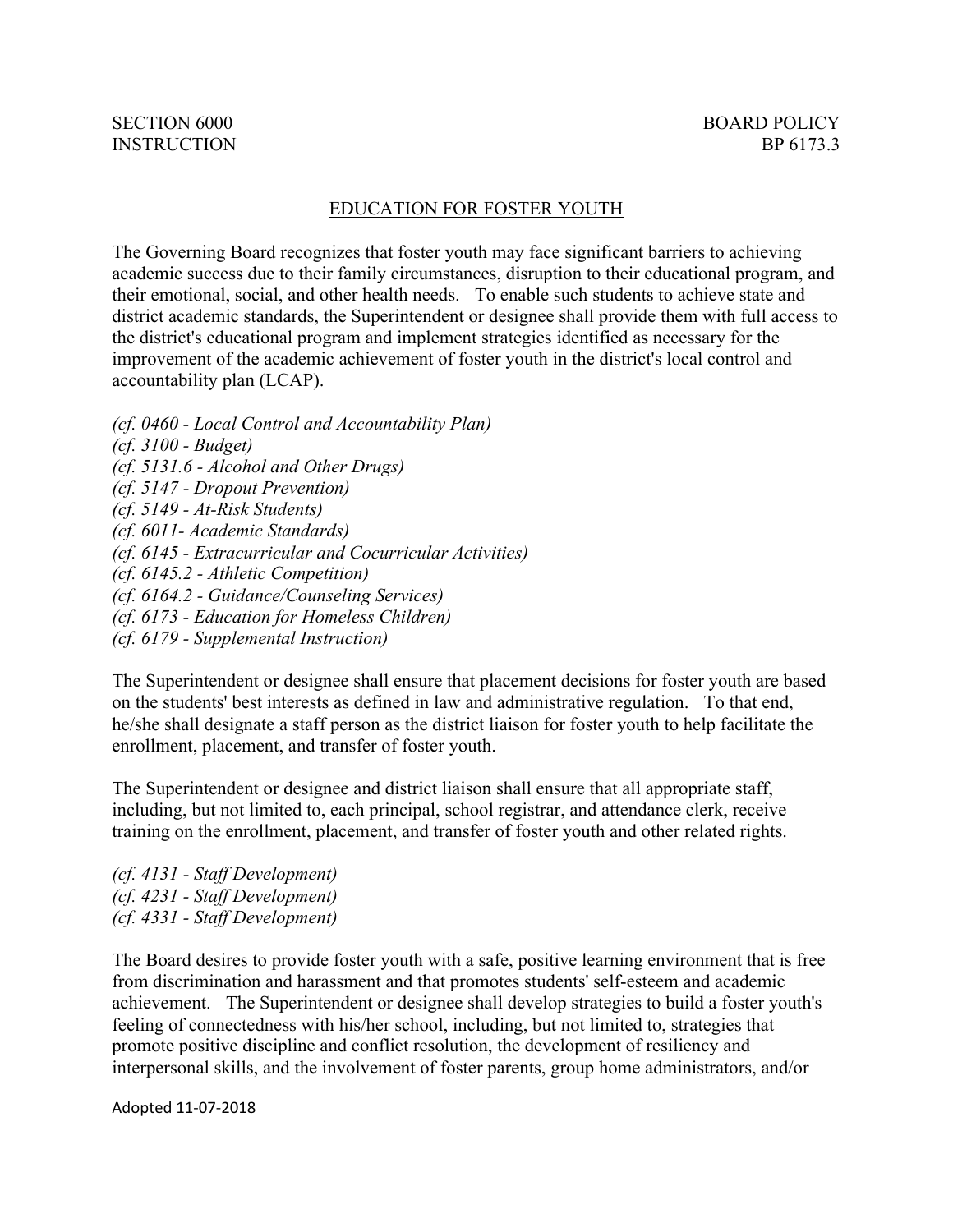SECTION 6000 BOARD POLICY
INSTRUCTION BP 6173.3

# EDUCATION FOR FOSTER YOUTH

The Governing Board recognizes that foster youth may face significant barriers to achieving academic success due to their family circumstances, disruption to their educational program, and their emotional, social, and other health needs. To enable such students to achieve state and district academic standards, the Superintendent or designee shall provide them with full access to the district's educational program and implement strategies identified as necessary for the improvement of the academic achievement of foster youth in the district's local control and accountability plan (LCAP).

*(cf. 0460 - Local Control and Accountability Plan)*
*(cf. 3100 - Budget)*
*(cf. 5131.6 - Alcohol and Other Drugs)*
*(cf. 5147 - Dropout Prevention)*
*(cf. 5149 - At-Risk Students)*
*(cf. 6011- Academic Standards)*
*(cf. 6145 - Extracurricular and Cocurricular Activities)*
*(cf. 6145.2 - Athletic Competition)*
*(cf. 6164.2 - Guidance/Counseling Services)*
*(cf. 6173 - Education for Homeless Children)*
*(cf. 6179 - Supplemental Instruction)*

The Superintendent or designee shall ensure that placement decisions for foster youth are based on the students' best interests as defined in law and administrative regulation. To that end, he/she shall designate a staff person as the district liaison for foster youth to help facilitate the enrollment, placement, and transfer of foster youth.

The Superintendent or designee and district liaison shall ensure that all appropriate staff, including, but not limited to, each principal, school registrar, and attendance clerk, receive training on the enrollment, placement, and transfer of foster youth and other related rights.

*(cf. 4131 - Staff Development)*
*(cf. 4231 - Staff Development)*
*(cf. 4331 - Staff Development)*

The Board desires to provide foster youth with a safe, positive learning environment that is free from discrimination and harassment and that promotes students' self-esteem and academic achievement. The Superintendent or designee shall develop strategies to build a foster youth's feeling of connectedness with his/her school, including, but not limited to, strategies that promote positive discipline and conflict resolution, the development of resiliency and interpersonal skills, and the involvement of foster parents, group home administrators, and/or

Adopted 11-07-2018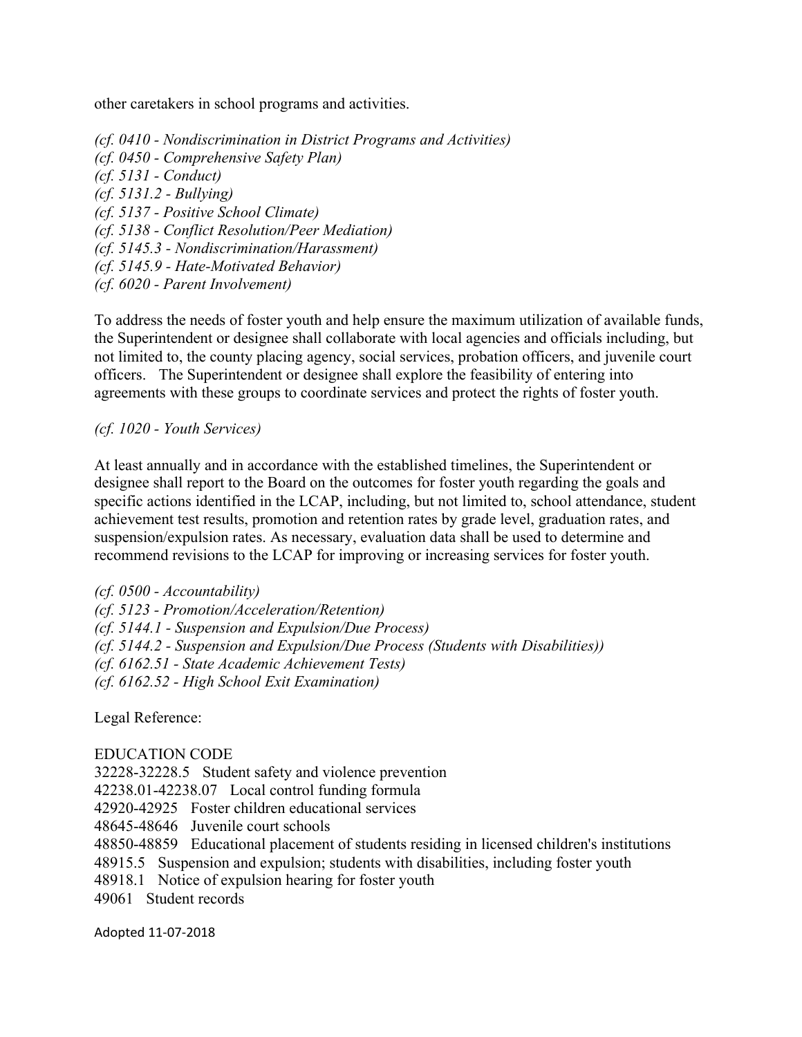other caretakers in school programs and activities.

*(cf. 0410 - Nondiscrimination in District Programs and Activities)*
*(cf. 0450 - Comprehensive Safety Plan)*
*(cf. 5131 - Conduct)*
*(cf. 5131.2 - Bullying)*
*(cf. 5137 - Positive School Climate)*
*(cf. 5138 - Conflict Resolution/Peer Mediation)*
*(cf. 5145.3 - Nondiscrimination/Harassment)*
*(cf. 5145.9 - Hate-Motivated Behavior)*
*(cf. 6020 - Parent Involvement)*

To address the needs of foster youth and help ensure the maximum utilization of available funds, the Superintendent or designee shall collaborate with local agencies and officials including, but not limited to, the county placing agency, social services, probation officers, and juvenile court officers. The Superintendent or designee shall explore the feasibility of entering into agreements with these groups to coordinate services and protect the rights of foster youth.

*(cf. 1020 - Youth Services)*

At least annually and in accordance with the established timelines, the Superintendent or designee shall report to the Board on the outcomes for foster youth regarding the goals and specific actions identified in the LCAP, including, but not limited to, school attendance, student achievement test results, promotion and retention rates by grade level, graduation rates, and suspension/expulsion rates. As necessary, evaluation data shall be used to determine and recommend revisions to the LCAP for improving or increasing services for foster youth.

*(cf. 0500 - Accountability)*
*(cf. 5123 - Promotion/Acceleration/Retention)*
*(cf. 5144.1 - Suspension and Expulsion/Due Process)*
*(cf. 5144.2 - Suspension and Expulsion/Due Process (Students with Disabilities))*
*(cf. 6162.51 - State Academic Achievement Tests)*
*(cf. 6162.52 - High School Exit Examination)*

Legal Reference:

EDUCATION CODE
32228-32228.5 Student safety and violence prevention
42238.01-42238.07 Local control funding formula
42920-42925 Foster children educational services
48645-48646 Juvenile court schools
48850-48859 Educational placement of students residing in licensed children's institutions
48915.5 Suspension and expulsion; students with disabilities, including foster youth
48918.1 Notice of expulsion hearing for foster youth
49061 Student records

Adopted 11-07-2018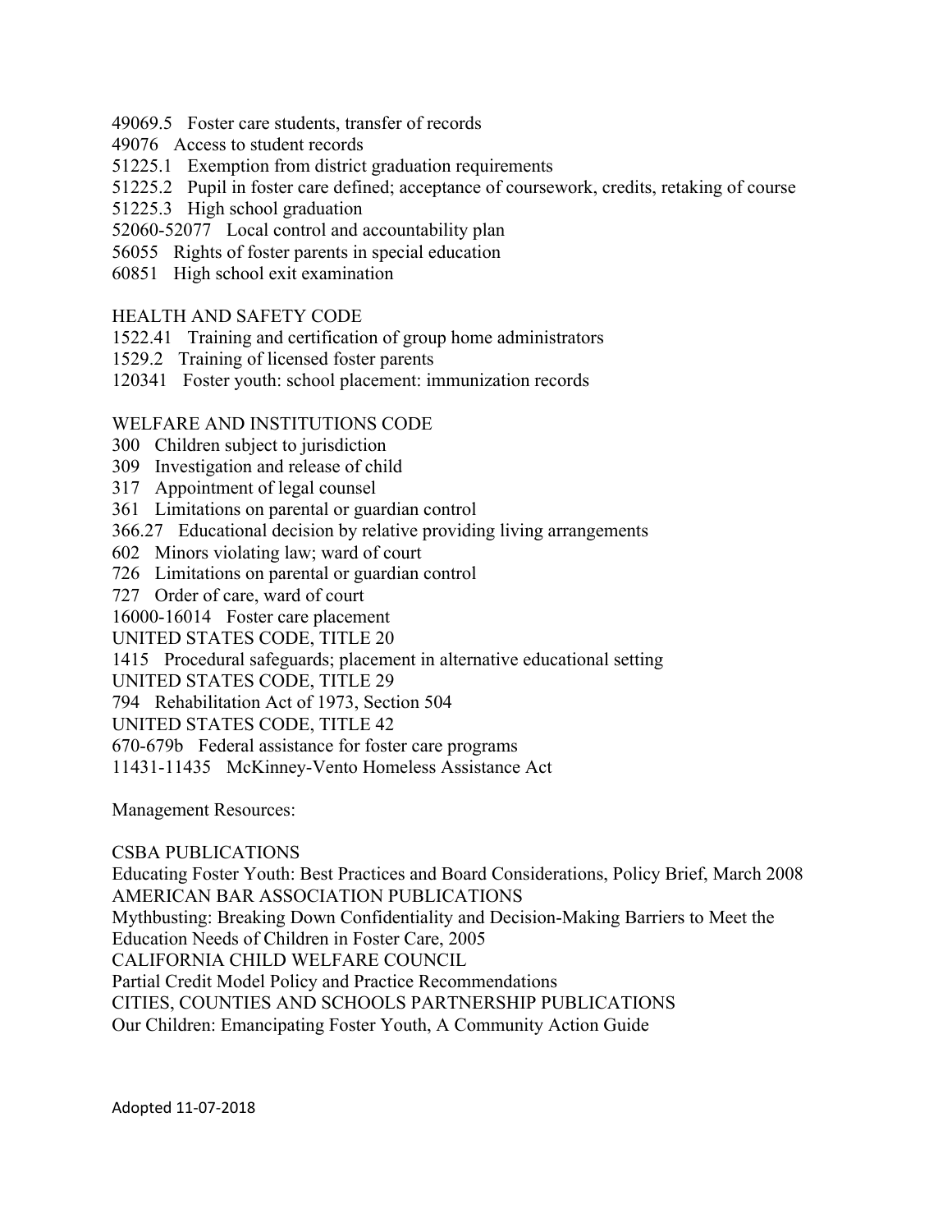49069.5 Foster care students, transfer of records
49076 Access to student records
51225.1 Exemption from district graduation requirements
51225.2 Pupil in foster care defined; acceptance of coursework, credits, retaking of course
51225.3 High school graduation
52060-52077 Local control and accountability plan
56055 Rights of foster parents in special education
60851 High school exit examination

HEALTH AND SAFETY CODE
1522.41 Training and certification of group home administrators
1529.2 Training of licensed foster parents
120341 Foster youth: school placement: immunization records

WELFARE AND INSTITUTIONS CODE
300 Children subject to jurisdiction
309 Investigation and release of child
317 Appointment of legal counsel
361 Limitations on parental or guardian control
366.27 Educational decision by relative providing living arrangements
602 Minors violating law; ward of court
726 Limitations on parental or guardian control
727 Order of care, ward of court
16000-16014 Foster care placement
UNITED STATES CODE, TITLE 20
1415 Procedural safeguards; placement in alternative educational setting
UNITED STATES CODE, TITLE 29
794 Rehabilitation Act of 1973, Section 504
UNITED STATES CODE, TITLE 42
670-679b Federal assistance for foster care programs
11431-11435 McKinney-Vento Homeless Assistance Act

Management Resources:

CSBA PUBLICATIONS
Educating Foster Youth: Best Practices and Board Considerations, Policy Brief, March 2008
AMERICAN BAR ASSOCIATION PUBLICATIONS
Mythbusting: Breaking Down Confidentiality and Decision-Making Barriers to Meet the Education Needs of Children in Foster Care, 2005
CALIFORNIA CHILD WELFARE COUNCIL
Partial Credit Model Policy and Practice Recommendations
CITIES, COUNTIES AND SCHOOLS PARTNERSHIP PUBLICATIONS
Our Children: Emancipating Foster Youth, A Community Action Guide

Adopted 11-07-2018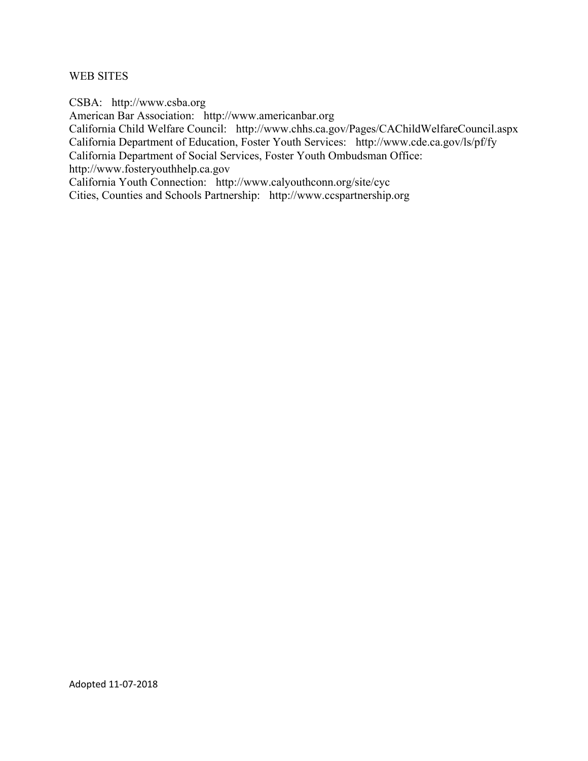WEB SITES

CSBA: http://www.csba.org
American Bar Association: http://www.americanbar.org
California Child Welfare Council: http://www.chhs.ca.gov/Pages/CAChildWelfareCouncil.aspx
California Department of Education, Foster Youth Services: http://www.cde.ca.gov/ls/pf/fy
California Department of Social Services, Foster Youth Ombudsman Office:
http://www.fosteryouthhelp.ca.gov
California Youth Connection: http://www.calyouthconn.org/site/cyc
Cities, Counties and Schools Partnership: http://www.ccspartnership.org

Adopted 11-07-2018